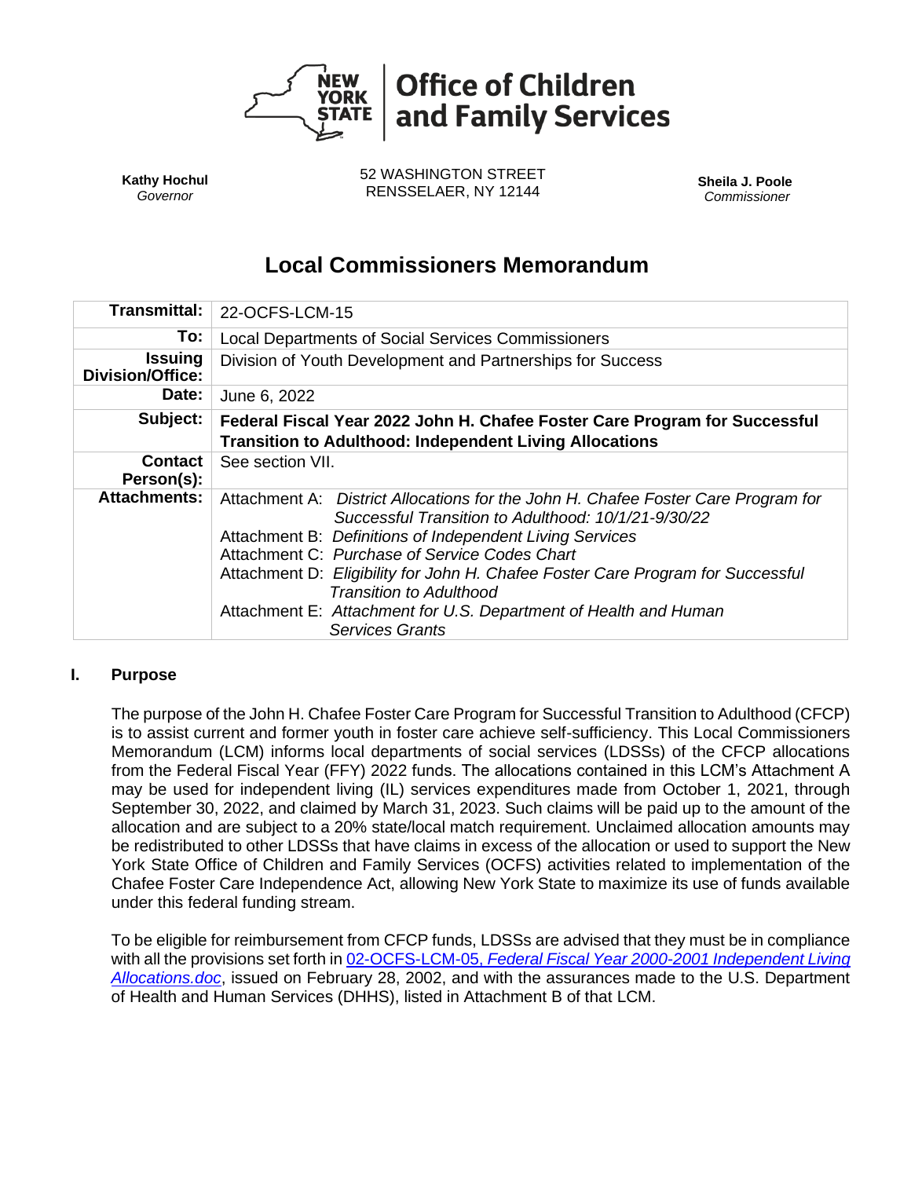**Office of Children and Family Services**

NEW YORK STATE

**Kathy Hochul**
*Governor*

52 WASHINGTON STREET
RENSSELAER, NY 12144

**Sheila J. Poole**
*Commissioner*

# Local Commissioners Memorandum

| | |
|---|---|
| **Transmittal:** | 22-OCFS-LCM-15 |
| **To:** | Local Departments of Social Services Commissioners |
| **Issuing Division/Office:** | Division of Youth Development and Partnerships for Success |
| **Date:** | June 6, 2022 |
| **Subject:** | **Federal Fiscal Year 2022 John H. Chafee Foster Care Program for Successful Transition to Adulthood: Independent Living Allocations** |
| **Contact Person(s):** | See section VII. |
| **Attachments:** | Attachment A: *District Allocations for the John H. Chafee Foster Care Program for Successful Transition to Adulthood: 10/1/21-9/30/22*<br>Attachment B: *Definitions of Independent Living Services*<br>Attachment C: *Purchase of Service Codes Chart*<br>Attachment D: *Eligibility for John H. Chafee Foster Care Program for Successful Transition to Adulthood*<br>Attachment E: *Attachment for U.S. Department of Health and Human Services Grants* |

## I. Purpose

The purpose of the John H. Chafee Foster Care Program for Successful Transition to Adulthood (CFCP) is to assist current and former youth in foster care achieve self-sufficiency. This Local Commissioners Memorandum (LCM) informs local departments of social services (LDSSs) of the CFCP allocations from the Federal Fiscal Year (FFY) 2022 funds. The allocations contained in this LCM's Attachment A may be used for independent living (IL) services expenditures made from October 1, 2021, through September 30, 2022, and claimed by March 31, 2023. Such claims will be paid up to the amount of the allocation and are subject to a 20% state/local match requirement. Unclaimed allocation amounts may be redistributed to other LDSSs that have claims in excess of the allocation or used to support the New York State Office of Children and Family Services (OCFS) activities related to implementation of the Chafee Foster Care Independence Act, allowing New York State to maximize its use of funds available under this federal funding stream.

To be eligible for reimbursement from CFCP funds, LDSSs are advised that they must be in compliance with all the provisions set forth in 02-OCFS-LCM-05, *Federal Fiscal Year 2000-2001 Independent Living Allocations.doc*, issued on February 28, 2002, and with the assurances made to the U.S. Department of Health and Human Services (DHHS), listed in Attachment B of that LCM.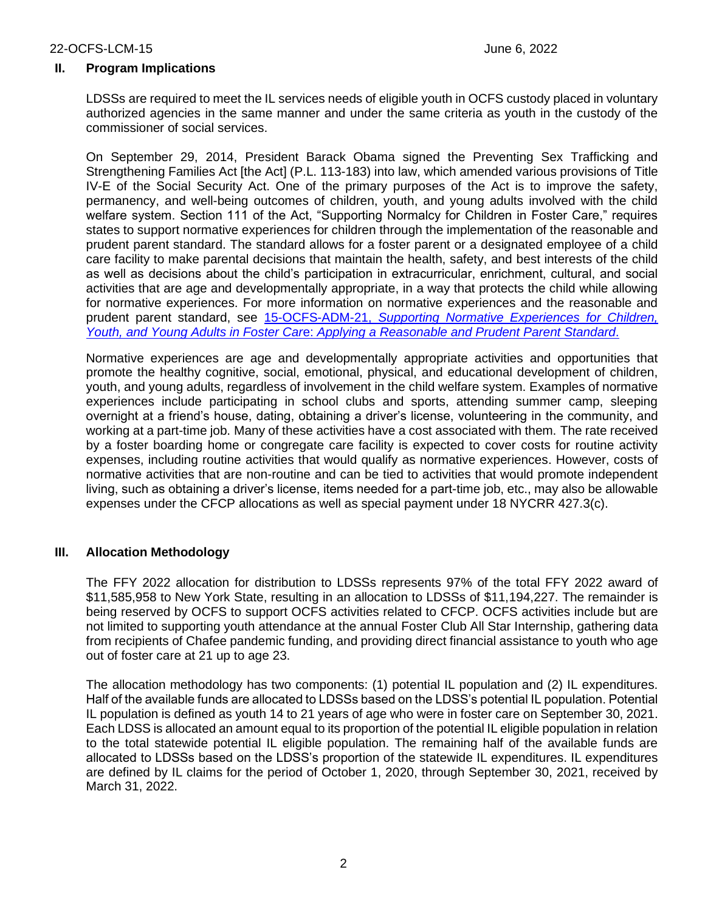## II. Program Implications

LDSSs are required to meet the IL services needs of eligible youth in OCFS custody placed in voluntary authorized agencies in the same manner and under the same criteria as youth in the custody of the commissioner of social services.

On September 29, 2014, President Barack Obama signed the Preventing Sex Trafficking and Strengthening Families Act [the Act] (P.L. 113-183) into law, which amended various provisions of Title IV-E of the Social Security Act. One of the primary purposes of the Act is to improve the safety, permanency, and well-being outcomes of children, youth, and young adults involved with the child welfare system. Section 111 of the Act, "Supporting Normalcy for Children in Foster Care," requires states to support normative experiences for children through the implementation of the reasonable and prudent parent standard. The standard allows for a foster parent or a designated employee of a child care facility to make parental decisions that maintain the health, safety, and best interests of the child as well as decisions about the child's participation in extracurricular, enrichment, cultural, and social activities that are age and developmentally appropriate, in a way that protects the child while allowing for normative experiences. For more information on normative experiences and the reasonable and prudent parent standard, see 15-OCFS-ADM-21, *Supporting Normative Experiences for Children, Youth, and Young Adults in Foster Care: Applying a Reasonable and Prudent Parent Standard*.

Normative experiences are age and developmentally appropriate activities and opportunities that promote the healthy cognitive, social, emotional, physical, and educational development of children, youth, and young adults, regardless of involvement in the child welfare system. Examples of normative experiences include participating in school clubs and sports, attending summer camp, sleeping overnight at a friend's house, dating, obtaining a driver's license, volunteering in the community, and working at a part-time job. Many of these activities have a cost associated with them. The rate received by a foster boarding home or congregate care facility is expected to cover costs for routine activity expenses, including routine activities that would qualify as normative experiences. However, costs of normative activities that are non-routine and can be tied to activities that would promote independent living, such as obtaining a driver's license, items needed for a part-time job, etc., may also be allowable expenses under the CFCP allocations as well as special payment under 18 NYCRR 427.3(c).

## III. Allocation Methodology

The FFY 2022 allocation for distribution to LDSSs represents 97% of the total FFY 2022 award of $11,585,958 to New York State, resulting in an allocation to LDSSs of $11,194,227. The remainder is being reserved by OCFS to support OCFS activities related to CFCP. OCFS activities include but are not limited to supporting youth attendance at the annual Foster Club All Star Internship, gathering data from recipients of Chafee pandemic funding, and providing direct financial assistance to youth who age out of foster care at 21 up to age 23.

The allocation methodology has two components: (1) potential IL population and (2) IL expenditures. Half of the available funds are allocated to LDSSs based on the LDSS's potential IL population. Potential IL population is defined as youth 14 to 21 years of age who were in foster care on September 30, 2021. Each LDSS is allocated an amount equal to its proportion of the potential IL eligible population in relation to the total statewide potential IL eligible population. The remaining half of the available funds are allocated to LDSSs based on the LDSS's proportion of the statewide IL expenditures. IL expenditures are defined by IL claims for the period of October 1, 2020, through September 30, 2021, received by March 31, 2022.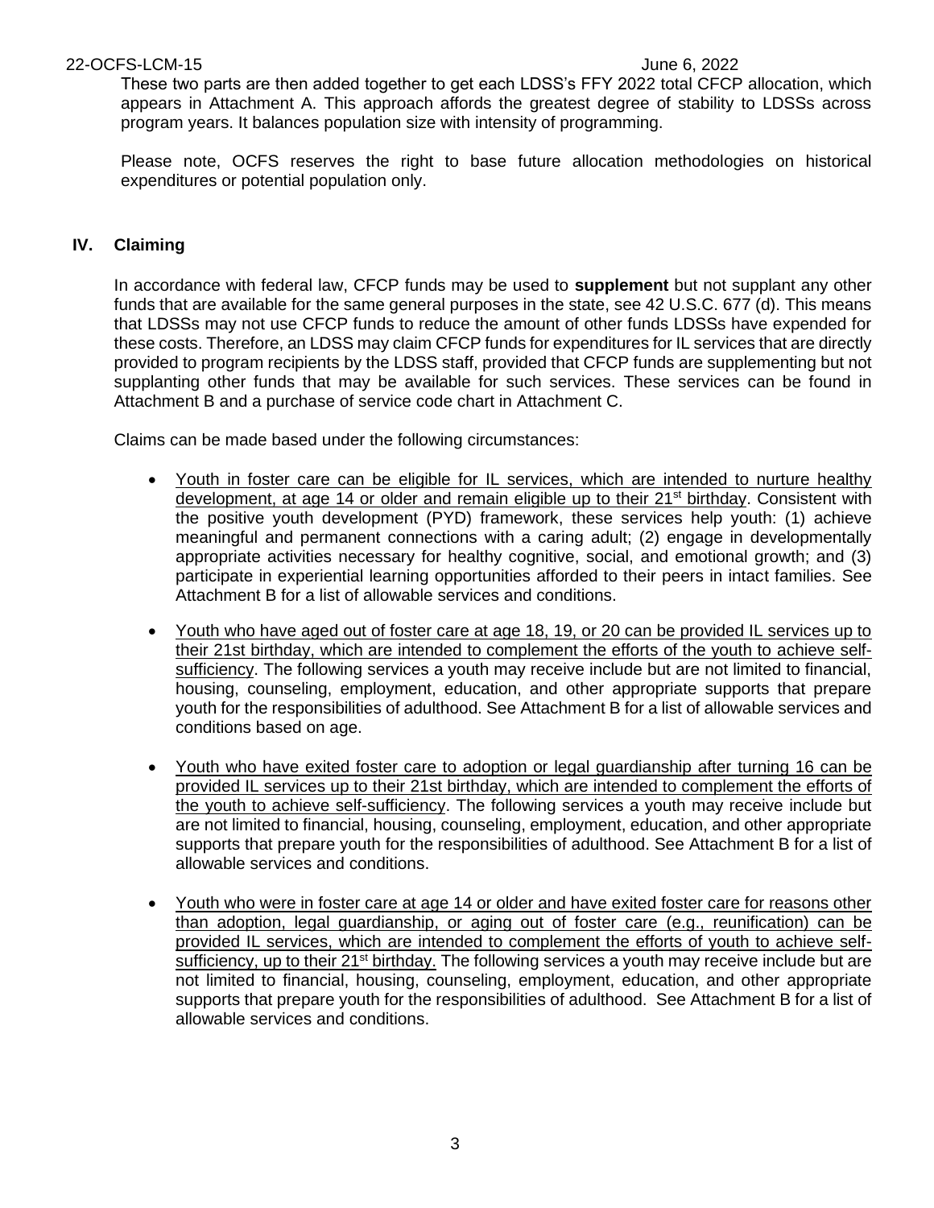These two parts are then added together to get each LDSS's FFY 2022 total CFCP allocation, which appears in Attachment A. This approach affords the greatest degree of stability to LDSSs across program years. It balances population size with intensity of programming.

Please note, OCFS reserves the right to base future allocation methodologies on historical expenditures or potential population only.

## IV. Claiming

In accordance with federal law, CFCP funds may be used to **supplement** but not supplant any other funds that are available for the same general purposes in the state, see 42 U.S.C. 677 (d). This means that LDSSs may not use CFCP funds to reduce the amount of other funds LDSSs have expended for these costs. Therefore, an LDSS may claim CFCP funds for expenditures for IL services that are directly provided to program recipients by the LDSS staff, provided that CFCP funds are supplementing but not supplanting other funds that may be available for such services. These services can be found in Attachment B and a purchase of service code chart in Attachment C.

Claims can be made based under the following circumstances:

- <u>Youth in foster care can be eligible for IL services, which are intended to nurture healthy development, at age 14 or older and remain eligible up to their 21st birthday</u>. Consistent with the positive youth development (PYD) framework, these services help youth: (1) achieve meaningful and permanent connections with a caring adult; (2) engage in developmentally appropriate activities necessary for healthy cognitive, social, and emotional growth; and (3) participate in experiential learning opportunities afforded to their peers in intact families. See Attachment B for a list of allowable services and conditions.
- <u>Youth who have aged out of foster care at age 18, 19, or 20 can be provided IL services up to their 21st birthday, which are intended to complement the efforts of the youth to achieve self-sufficiency</u>. The following services a youth may receive include but are not limited to financial, housing, counseling, employment, education, and other appropriate supports that prepare youth for the responsibilities of adulthood. See Attachment B for a list of allowable services and conditions based on age.
- <u>Youth who have exited foster care to adoption or legal guardianship after turning 16 can be provided IL services up to their 21st birthday, which are intended to complement the efforts of the youth to achieve self-sufficiency</u>. The following services a youth may receive include but are not limited to financial, housing, counseling, employment, education, and other appropriate supports that prepare youth for the responsibilities of adulthood. See Attachment B for a list of allowable services and conditions.
- <u>Youth who were in foster care at age 14 or older and have exited foster care for reasons other than adoption, legal guardianship, or aging out of foster care (e.g., reunification) can be provided IL services, which are intended to complement the efforts of youth to achieve self-sufficiency, up to their 21st birthday.</u> The following services a youth may receive include but are not limited to financial, housing, counseling, employment, education, and other appropriate supports that prepare youth for the responsibilities of adulthood. See Attachment B for a list of allowable services and conditions.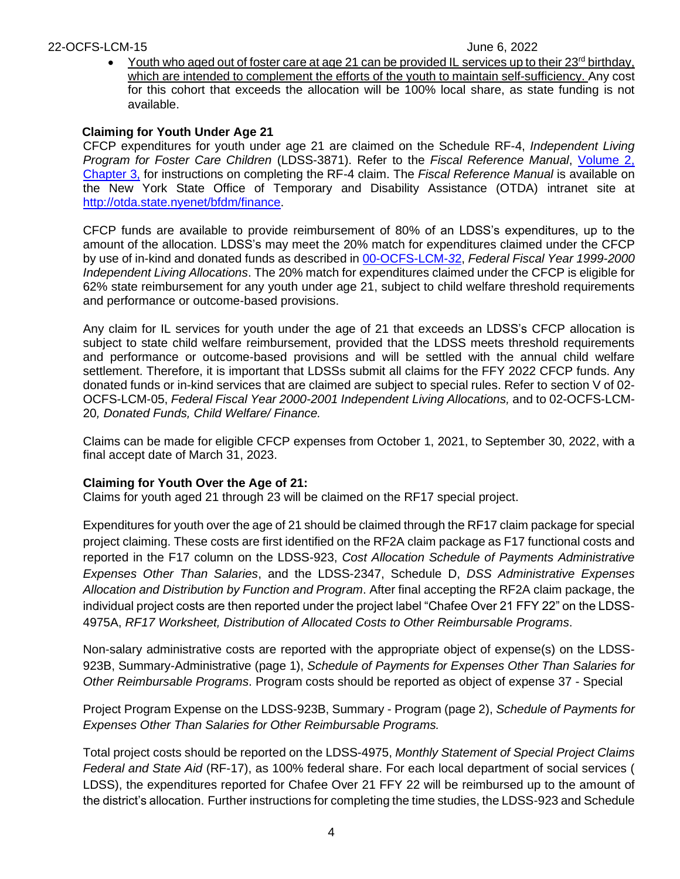- Youth who aged out of foster care at age 21 can be provided IL services up to their 23rd birthday, which are intended to complement the efforts of the youth to maintain self-sufficiency. Any cost for this cohort that exceeds the allocation will be 100% local share, as state funding is not available.

**Claiming for Youth Under Age 21**

CFCP expenditures for youth under age 21 are claimed on the Schedule RF-4, *Independent Living Program for Foster Care Children* (LDSS-3871). Refer to the *Fiscal Reference Manual*, Volume 2, Chapter 3, for instructions on completing the RF-4 claim. The *Fiscal Reference Manual* is available on the New York State Office of Temporary and Disability Assistance (OTDA) intranet site at http://otda.state.nyenet/bfdm/finance.

CFCP funds are available to provide reimbursement of 80% of an LDSS's expenditures, up to the amount of the allocation. LDSS's may meet the 20% match for expenditures claimed under the CFCP by use of in-kind and donated funds as described in 00-OCFS-LCM-32, *Federal Fiscal Year 1999-2000 Independent Living Allocations*. The 20% match for expenditures claimed under the CFCP is eligible for 62% state reimbursement for any youth under age 21, subject to child welfare threshold requirements and performance or outcome-based provisions.

Any claim for IL services for youth under the age of 21 that exceeds an LDSS's CFCP allocation is subject to state child welfare reimbursement, provided that the LDSS meets threshold requirements and performance or outcome-based provisions and will be settled with the annual child welfare settlement. Therefore, it is important that LDSSs submit all claims for the FFY 2022 CFCP funds. Any donated funds or in-kind services that are claimed are subject to special rules. Refer to section V of 02-OCFS-LCM-05, *Federal Fiscal Year 2000-2001 Independent Living Allocations,* and to 02-OCFS-LCM-20*, Donated Funds, Child Welfare/ Finance.*

Claims can be made for eligible CFCP expenses from October 1, 2021, to September 30, 2022, with a final accept date of March 31, 2023.

**Claiming for Youth Over the Age of 21:**

Claims for youth aged 21 through 23 will be claimed on the RF17 special project.

Expenditures for youth over the age of 21 should be claimed through the RF17 claim package for special project claiming. These costs are first identified on the RF2A claim package as F17 functional costs and reported in the F17 column on the LDSS-923, *Cost Allocation Schedule of Payments Administrative Expenses Other Than Salaries*, and the LDSS-2347, Schedule D, *DSS Administrative Expenses Allocation and Distribution by Function and Program*. After final accepting the RF2A claim package, the individual project costs are then reported under the project label "Chafee Over 21 FFY 22" on the LDSS-4975A, *RF17 Worksheet, Distribution of Allocated Costs to Other Reimbursable Programs*.

Non-salary administrative costs are reported with the appropriate object of expense(s) on the LDSS-923B, Summary-Administrative (page 1), *Schedule of Payments for Expenses Other Than Salaries for Other Reimbursable Programs*. Program costs should be reported as object of expense 37 - Special

Project Program Expense on the LDSS-923B, Summary - Program (page 2), *Schedule of Payments for Expenses Other Than Salaries for Other Reimbursable Programs.*

Total project costs should be reported on the LDSS-4975, *Monthly Statement of Special Project Claims Federal and State Aid* (RF-17), as 100% federal share. For each local department of social services ( LDSS), the expenditures reported for Chafee Over 21 FFY 22 will be reimbursed up to the amount of the district's allocation. Further instructions for completing the time studies, the LDSS-923 and Schedule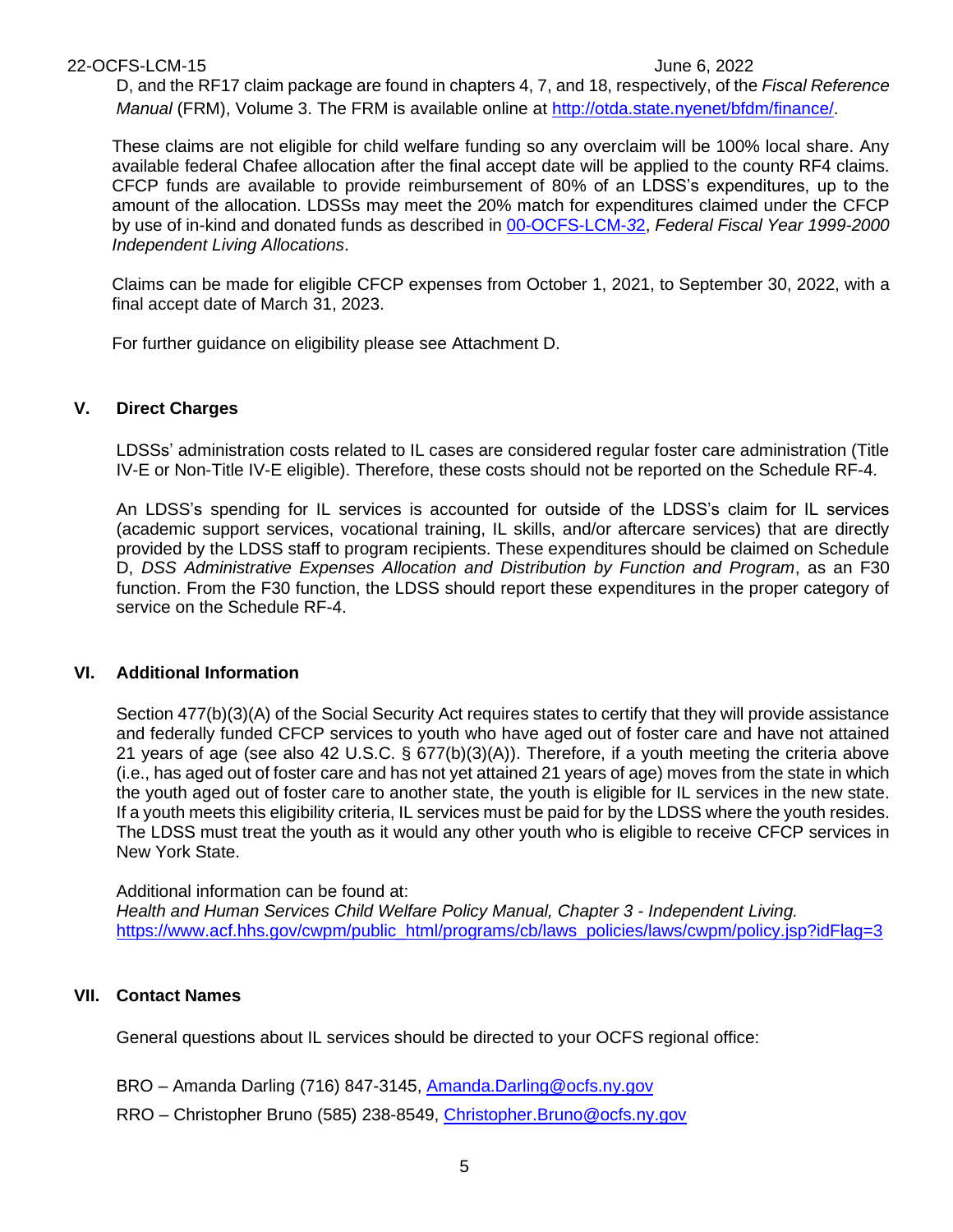D, and the RF17 claim package are found in chapters 4, 7, and 18, respectively, of the *Fiscal Reference Manual* (FRM), Volume 3. The FRM is available online at [http://otda.state.nyenet/bfdm/finance/](http://otda.state.nyenet/bfdm/finance/).

These claims are not eligible for child welfare funding so any overclaim will be 100% local share. Any available federal Chafee allocation after the final accept date will be applied to the county RF4 claims. CFCP funds are available to provide reimbursement of 80% of an LDSS's expenditures, up to the amount of the allocation. LDSSs may meet the 20% match for expenditures claimed under the CFCP by use of in-kind and donated funds as described in [00-OCFS-LCM-32](00-OCFS-LCM-32), *Federal Fiscal Year 1999-2000 Independent Living Allocations*.

Claims can be made for eligible CFCP expenses from October 1, 2021, to September 30, 2022, with a final accept date of March 31, 2023.

For further guidance on eligibility please see Attachment D.

## V. Direct Charges

LDSSs' administration costs related to IL cases are considered regular foster care administration (Title IV-E or Non-Title IV-E eligible). Therefore, these costs should not be reported on the Schedule RF-4.

An LDSS's spending for IL services is accounted for outside of the LDSS's claim for IL services (academic support services, vocational training, IL skills, and/or aftercare services) that are directly provided by the LDSS staff to program recipients. These expenditures should be claimed on Schedule D, *DSS Administrative Expenses Allocation and Distribution by Function and Program*, as an F30 function. From the F30 function, the LDSS should report these expenditures in the proper category of service on the Schedule RF-4.

## VI. Additional Information

Section 477(b)(3)(A) of the Social Security Act requires states to certify that they will provide assistance and federally funded CFCP services to youth who have aged out of foster care and have not attained 21 years of age (see also 42 U.S.C. § 677(b)(3)(A)). Therefore, if a youth meeting the criteria above (i.e., has aged out of foster care and has not yet attained 21 years of age) moves from the state in which the youth aged out of foster care to another state, the youth is eligible for IL services in the new state. If a youth meets this eligibility criteria, IL services must be paid for by the LDSS where the youth resides. The LDSS must treat the youth as it would any other youth who is eligible to receive CFCP services in New York State.

Additional information can be found at:
*Health and Human Services Child Welfare Policy Manual, Chapter 3 - Independent Living.*
[https://www.acf.hhs.gov/cwpm/public_html/programs/cb/laws_policies/laws/cwpm/policy.jsp?idFlag=3](https://www.acf.hhs.gov/cwpm/public_html/programs/cb/laws_policies/laws/cwpm/policy.jsp?idFlag=3)

## VII. Contact Names

General questions about IL services should be directed to your OCFS regional office:

BRO – Amanda Darling (716) 847-3145, [Amanda.Darling@ocfs.ny.gov](mailto:Amanda.Darling@ocfs.ny.gov)

RRO – Christopher Bruno (585) 238-8549, [Christopher.Bruno@ocfs.ny.gov](mailto:Christopher.Bruno@ocfs.ny.gov)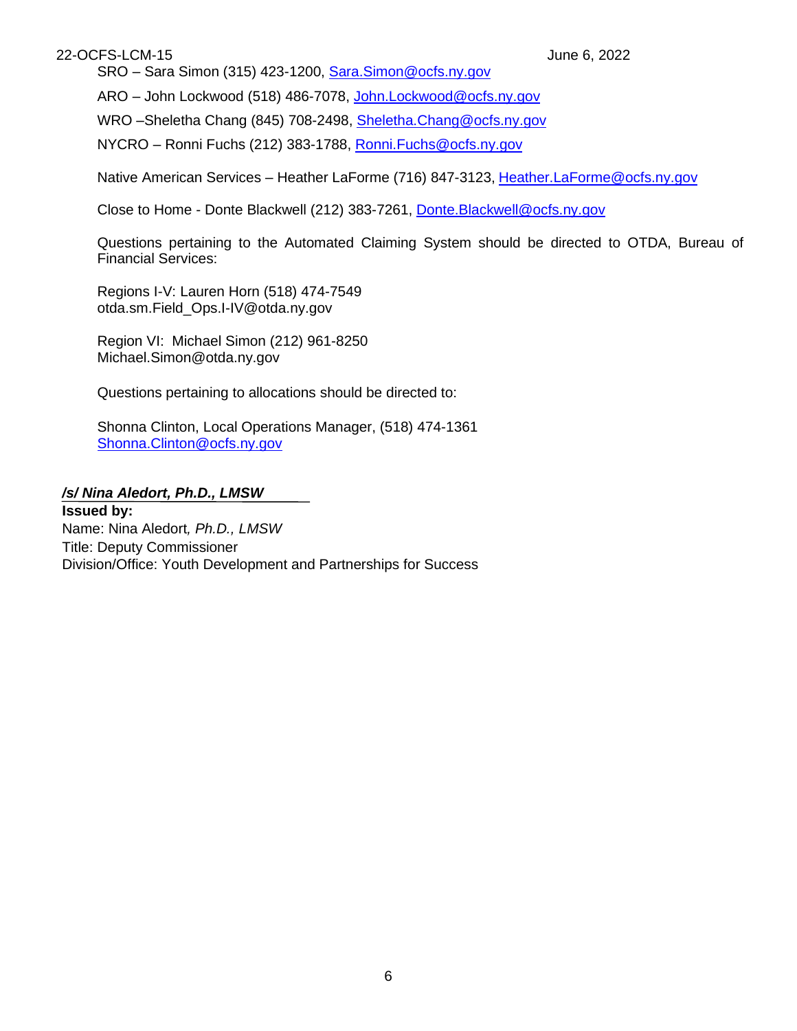SRO – Sara Simon (315) 423-1200, Sara.Simon@ocfs.ny.gov

ARO – John Lockwood (518) 486-7078, John.Lockwood@ocfs.ny.gov

WRO –Sheletha Chang (845) 708-2498, Sheletha.Chang@ocfs.ny.gov

NYCRO – Ronni Fuchs (212) 383-1788, Ronni.Fuchs@ocfs.ny.gov

Native American Services – Heather LaForme (716) 847-3123, Heather.LaForme@ocfs.ny.gov

Close to Home - Donte Blackwell (212) 383-7261, Donte.Blackwell@ocfs.ny.gov

Questions pertaining to the Automated Claiming System should be directed to OTDA, Bureau of Financial Services:

Regions I-V: Lauren Horn (518) 474-7549
otda.sm.Field_Ops.I-IV@otda.ny.gov

Region VI: Michael Simon (212) 961-8250
Michael.Simon@otda.ny.gov

Questions pertaining to allocations should be directed to:

Shonna Clinton, Local Operations Manager, (518) 474-1361
Shonna.Clinton@ocfs.ny.gov

***/s/ Nina Aledort, Ph.D., LMSW***

**Issued by:**
Name: Nina Aledort*, Ph.D., LMSW*
Title: Deputy Commissioner
Division/Office: Youth Development and Partnerships for Success